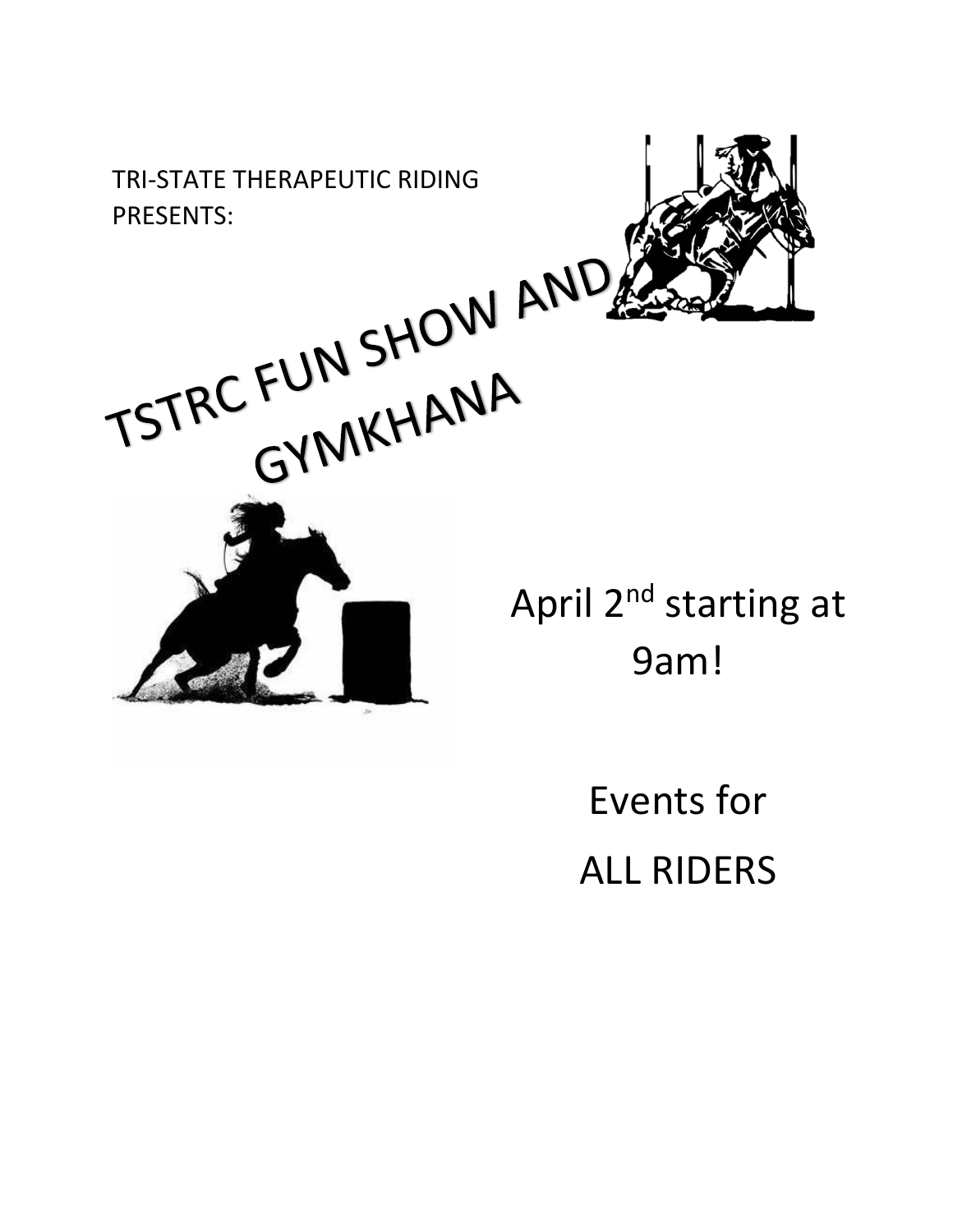TRI-STATE THERAPEUTIC RIDING PRESENTS:

# TSTRC FUN SHOW AND GYMKHANA

April 2nd starting at 9am!

Events for ALL RIDERS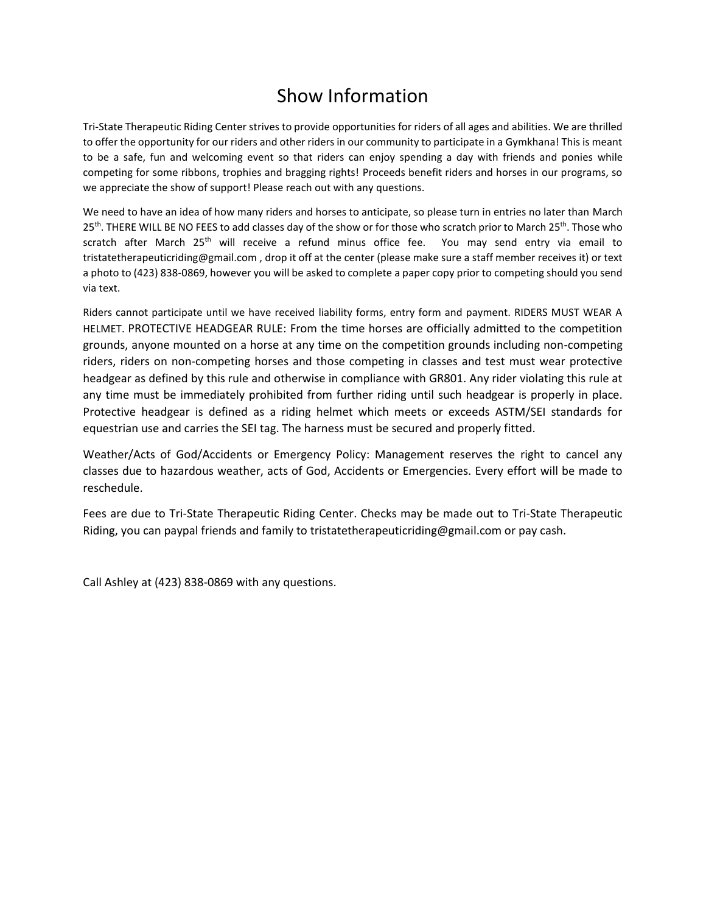# Show Information

Tri-State Therapeutic Riding Center strives to provide opportunities for riders of all ages and abilities. We are thrilled to offer the opportunity for our riders and other riders in our community to participate in a Gymkhana! This is meant to be a safe, fun and welcoming event so that riders can enjoy spending a day with friends and ponies while competing for some ribbons, trophies and bragging rights! Proceeds benefit riders and horses in our programs, so we appreciate the show of support! Please reach out with any questions.

We need to have an idea of how many riders and horses to anticipate, so please turn in entries no later than March 25th. THERE WILL BE NO FEES to add classes day of the show or for those who scratch prior to March 25th. Those who scratch after March 25th will receive a refund minus office fee. You may send entry via email to tristatetherapeuticriding@gmail.com , drop it off at the center (please make sure a staff member receives it) or text a photo to (423) 838-0869, however you will be asked to complete a paper copy prior to competing should you send via text.

Riders cannot participate until we have received liability forms, entry form and payment. RIDERS MUST WEAR A HELMET. PROTECTIVE HEADGEAR RULE: From the time horses are officially admitted to the competition grounds, anyone mounted on a horse at any time on the competition grounds including non-competing riders, riders on non-competing horses and those competing in classes and test must wear protective headgear as defined by this rule and otherwise in compliance with GR801. Any rider violating this rule at any time must be immediately prohibited from further riding until such headgear is properly in place. Protective headgear is defined as a riding helmet which meets or exceeds ASTM/SEI standards for equestrian use and carries the SEI tag. The harness must be secured and properly fitted.

Weather/Acts of God/Accidents or Emergency Policy: Management reserves the right to cancel any classes due to hazardous weather, acts of God, Accidents or Emergencies. Every effort will be made to reschedule.

Fees are due to Tri-State Therapeutic Riding Center. Checks may be made out to Tri-State Therapeutic Riding, you can paypal friends and family to tristatetherapeuticriding@gmail.com or pay cash.

Call Ashley at (423) 838-0869 with any questions.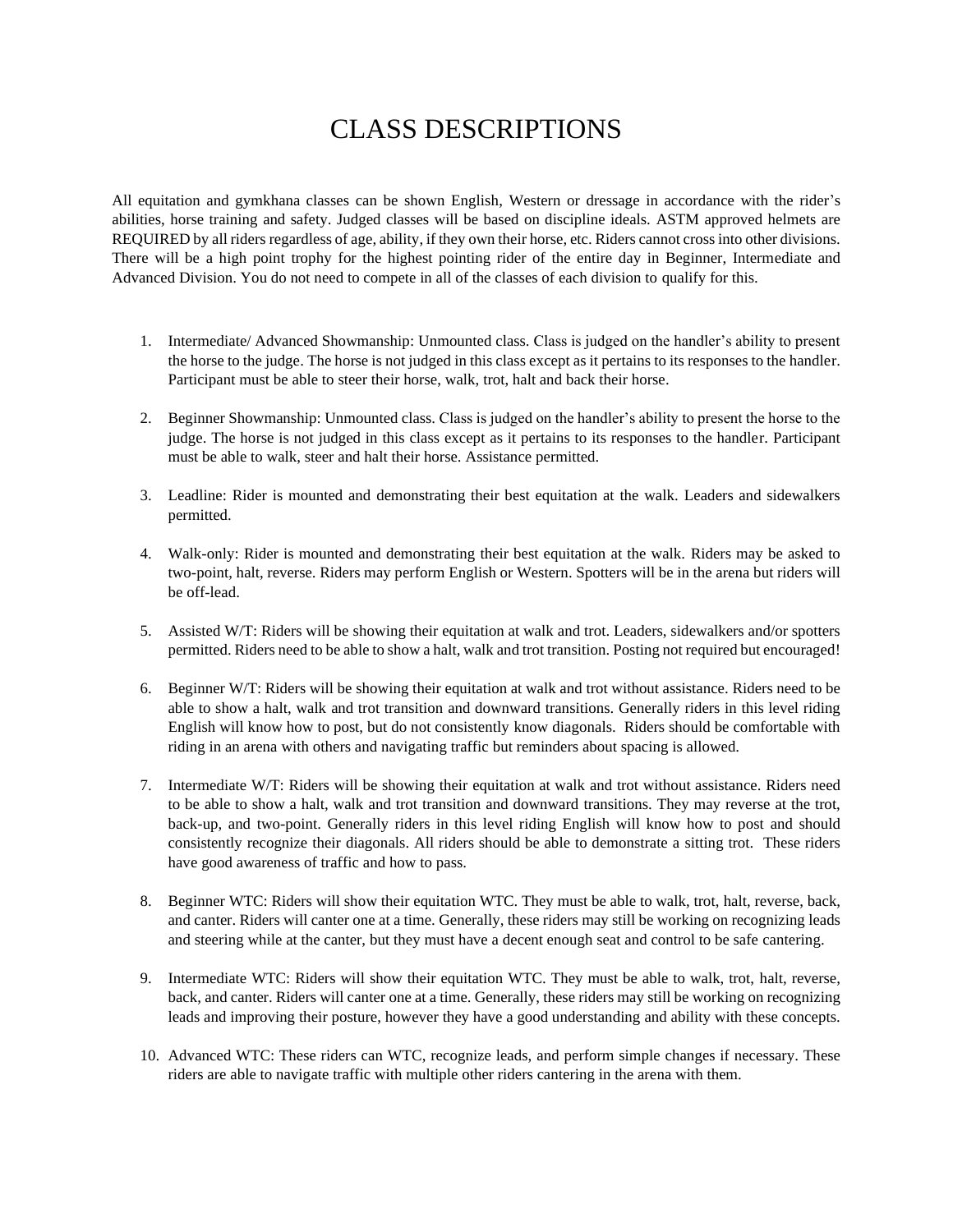# CLASS DESCRIPTIONS

All equitation and gymkhana classes can be shown English, Western or dressage in accordance with the rider's abilities, horse training and safety. Judged classes will be based on discipline ideals. ASTM approved helmets are REQUIRED by all riders regardless of age, ability, if they own their horse, etc. Riders cannot cross into other divisions. There will be a high point trophy for the highest pointing rider of the entire day in Beginner, Intermediate and Advanced Division. You do not need to compete in all of the classes of each division to qualify for this.

1. Intermediate/ Advanced Showmanship: Unmounted class. Class is judged on the handler's ability to present the horse to the judge. The horse is not judged in this class except as it pertains to its responses to the handler. Participant must be able to steer their horse, walk, trot, halt and back their horse.

2. Beginner Showmanship: Unmounted class. Class is judged on the handler's ability to present the horse to the judge. The horse is not judged in this class except as it pertains to its responses to the handler. Participant must be able to walk, steer and halt their horse. Assistance permitted.

3. Leadline: Rider is mounted and demonstrating their best equitation at the walk. Leaders and sidewalkers permitted.

4. Walk-only: Rider is mounted and demonstrating their best equitation at the walk. Riders may be asked to two-point, halt, reverse. Riders may perform English or Western. Spotters will be in the arena but riders will be off-lead.

5. Assisted W/T: Riders will be showing their equitation at walk and trot. Leaders, sidewalkers and/or spotters permitted. Riders need to be able to show a halt, walk and trot transition. Posting not required but encouraged!

6. Beginner W/T: Riders will be showing their equitation at walk and trot without assistance. Riders need to be able to show a halt, walk and trot transition and downward transitions. Generally riders in this level riding English will know how to post, but do not consistently know diagonals. Riders should be comfortable with riding in an arena with others and navigating traffic but reminders about spacing is allowed.

7. Intermediate W/T: Riders will be showing their equitation at walk and trot without assistance. Riders need to be able to show a halt, walk and trot transition and downward transitions. They may reverse at the trot, back-up, and two-point. Generally riders in this level riding English will know how to post and should consistently recognize their diagonals. All riders should be able to demonstrate a sitting trot. These riders have good awareness of traffic and how to pass.

8. Beginner WTC: Riders will show their equitation WTC. They must be able to walk, trot, halt, reverse, back, and canter. Riders will canter one at a time. Generally, these riders may still be working on recognizing leads and steering while at the canter, but they must have a decent enough seat and control to be safe cantering.

9. Intermediate WTC: Riders will show their equitation WTC. They must be able to walk, trot, halt, reverse, back, and canter. Riders will canter one at a time. Generally, these riders may still be working on recognizing leads and improving their posture, however they have a good understanding and ability with these concepts.

10. Advanced WTC: These riders can WTC, recognize leads, and perform simple changes if necessary. These riders are able to navigate traffic with multiple other riders cantering in the arena with them.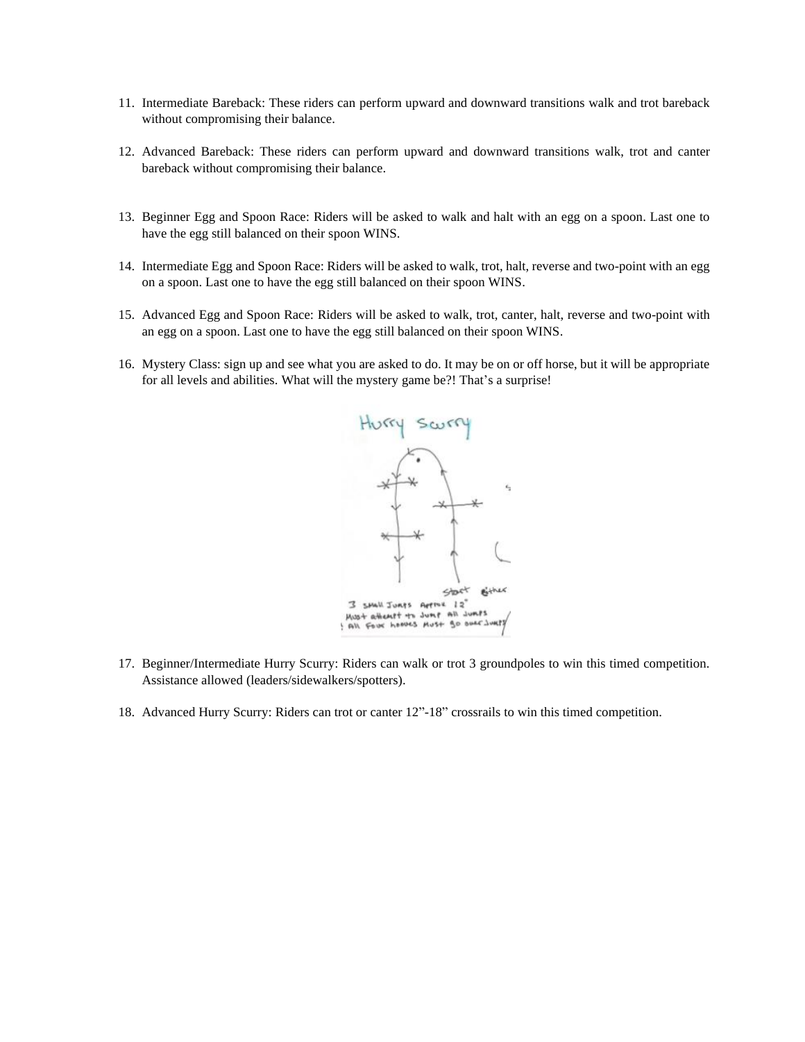11. Intermediate Bareback: These riders can perform upward and downward transitions walk and trot bareback without compromising their balance.

12. Advanced Bareback: These riders can perform upward and downward transitions walk, trot and canter bareback without compromising their balance.

13. Beginner Egg and Spoon Race: Riders will be asked to walk and halt with an egg on a spoon. Last one to have the egg still balanced on their spoon WINS.

14. Intermediate Egg and Spoon Race: Riders will be asked to walk, trot, halt, reverse and two-point with an egg on a spoon. Last one to have the egg still balanced on their spoon WINS.

15. Advanced Egg and Spoon Race: Riders will be asked to walk, trot, canter, halt, reverse and two-point with an egg on a spoon. Last one to have the egg still balanced on their spoon WINS.

16. Mystery Class: sign up and see what you are asked to do. It may be on or off horse, but it will be appropriate for all levels and abilities. What will the mystery game be?! That's a surprise!

17. Beginner/Intermediate Hurry Scurry: Riders can walk or trot 3 groundpoles to win this timed competition. Assistance allowed (leaders/sidewalkers/spotters).

18. Advanced Hurry Scurry: Riders can trot or canter 12"-18" crossrails to win this timed competition.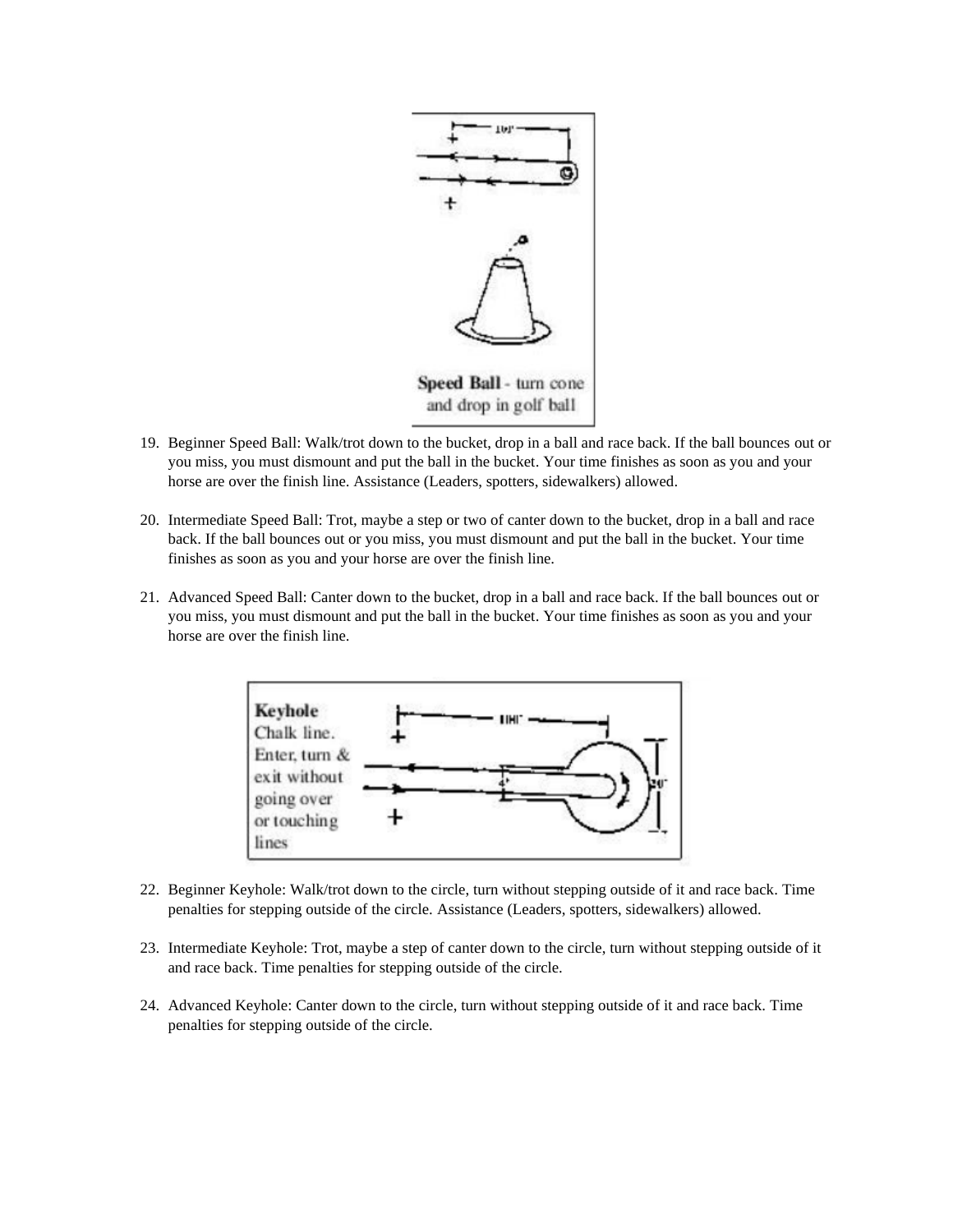19. Beginner Speed Ball: Walk/trot down to the bucket, drop in a ball and race back. If the ball bounces out or you miss, you must dismount and put the ball in the bucket. Your time finishes as soon as you and your horse are over the finish line. Assistance (Leaders, spotters, sidewalkers) allowed.

20. Intermediate Speed Ball: Trot, maybe a step or two of canter down to the bucket, drop in a ball and race back. If the ball bounces out or you miss, you must dismount and put the ball in the bucket. Your time finishes as soon as you and your horse are over the finish line.

21. Advanced Speed Ball: Canter down to the bucket, drop in a ball and race back. If the ball bounces out or you miss, you must dismount and put the ball in the bucket. Your time finishes as soon as you and your horse are over the finish line.

22. Beginner Keyhole: Walk/trot down to the circle, turn without stepping outside of it and race back. Time penalties for stepping outside of the circle. Assistance (Leaders, spotters, sidewalkers) allowed.

23. Intermediate Keyhole: Trot, maybe a step of canter down to the circle, turn without stepping outside of it and race back. Time penalties for stepping outside of the circle.

24. Advanced Keyhole: Canter down to the circle, turn without stepping outside of it and race back. Time penalties for stepping outside of the circle.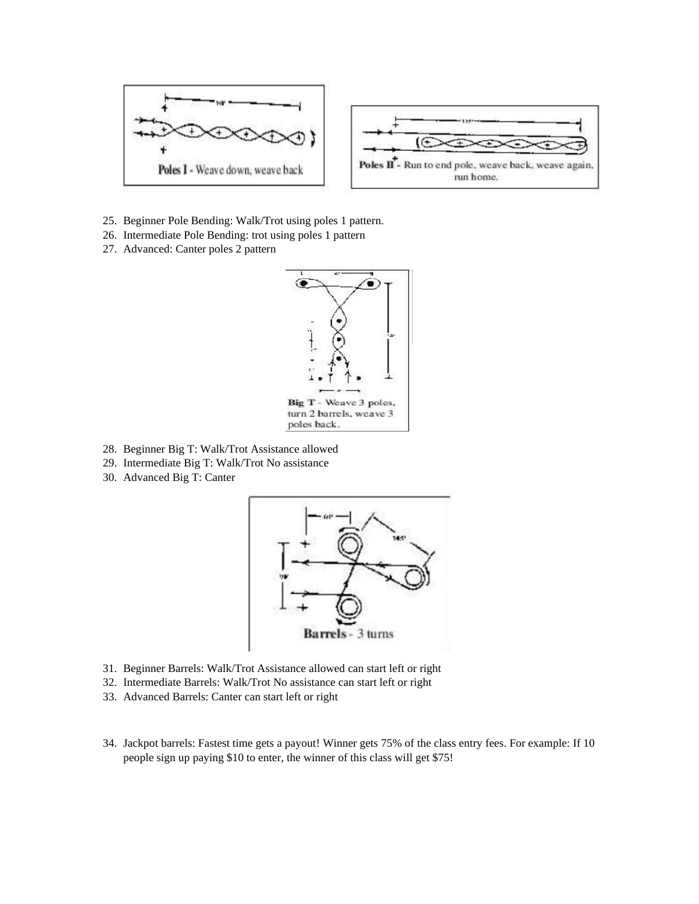Poles I - Weave down, weave back

Poles II - Run to end pole, weave back, weave again, run home.

25. Beginner Pole Bending: Walk/Trot using poles 1 pattern.
26. Intermediate Pole Bending: trot using poles 1 pattern
27. Advanced: Canter poles 2 pattern

Big T - Weave 3 poles, turn 2 barrels, weave 3 poles back.

28. Beginner Big T: Walk/Trot Assistance allowed
29. Intermediate Big T: Walk/Trot No assistance
30. Advanced Big T: Canter

Barrels - 3 turns

31. Beginner Barrels: Walk/Trot Assistance allowed can start left or right
32. Intermediate Barrels: Walk/Trot No assistance can start left or right
33. Advanced Barrels: Canter can start left or right

34. Jackpot barrels: Fastest time gets a payout! Winner gets 75% of the class entry fees. For example: If 10 people sign up paying $10 to enter, the winner of this class will get $75!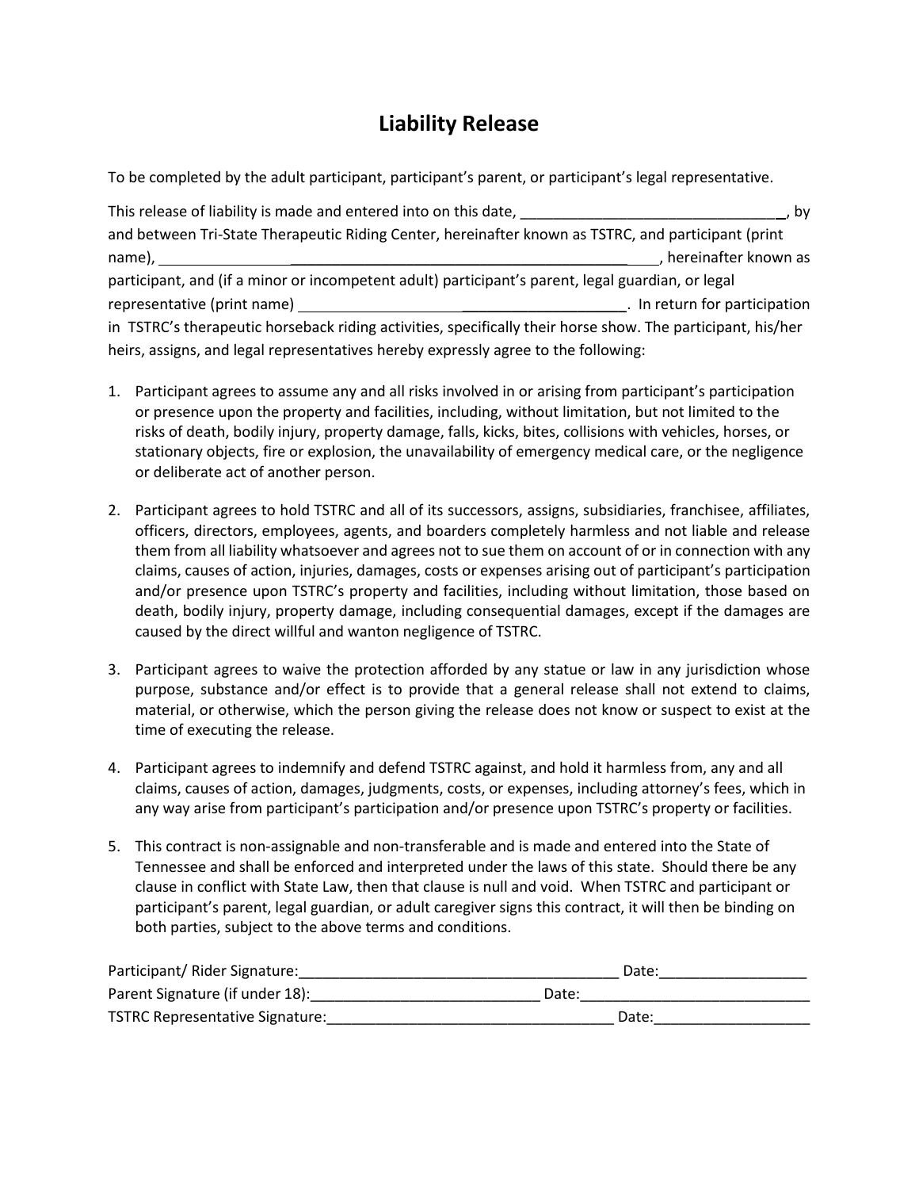# Liability Release

To be completed by the adult participant, participant's parent, or participant's legal representative.

This release of liability is made and entered into on this date, ________________________________, by and between Tri-State Therapeutic Riding Center, hereinafter known as TSTRC, and participant (print name), ______________________________________________, hereinafter known as participant, and (if a minor or incompetent adult) participant's parent, legal guardian, or legal representative (print name) ________________________________________. In return for participation in TSTRC's therapeutic horseback riding activities, specifically their horse show. The participant, his/her heirs, assigns, and legal representatives hereby expressly agree to the following:

1. Participant agrees to assume any and all risks involved in or arising from participant's participation or presence upon the property and facilities, including, without limitation, but not limited to the risks of death, bodily injury, property damage, falls, kicks, bites, collisions with vehicles, horses, or stationary objects, fire or explosion, the unavailability of emergency medical care, or the negligence or deliberate act of another person.

2. Participant agrees to hold TSTRC and all of its successors, assigns, subsidiaries, franchisee, affiliates, officers, directors, employees, agents, and boarders completely harmless and not liable and release them from all liability whatsoever and agrees not to sue them on account of or in connection with any claims, causes of action, injuries, damages, costs or expenses arising out of participant's participation and/or presence upon TSTRC's property and facilities, including without limitation, those based on death, bodily injury, property damage, including consequential damages, except if the damages are caused by the direct willful and wanton negligence of TSTRC.

3. Participant agrees to waive the protection afforded by any statue or law in any jurisdiction whose purpose, substance and/or effect is to provide that a general release shall not extend to claims, material, or otherwise, which the person giving the release does not know or suspect to exist at the time of executing the release.

4. Participant agrees to indemnify and defend TSTRC against, and hold it harmless from, any and all claims, causes of action, damages, judgments, costs, or expenses, including attorney's fees, which in any way arise from participant's participation and/or presence upon TSTRC's property or facilities.

5. This contract is non-assignable and non-transferable and is made and entered into the State of Tennessee and shall be enforced and interpreted under the laws of this state. Should there be any clause in conflict with State Law, then that clause is null and void. When TSTRC and participant or participant's parent, legal guardian, or adult caregiver signs this contract, it will then be binding on both parties, subject to the above terms and conditions.

Participant/ Rider Signature:________________________________________ Date:__________________

Parent Signature (if under 18):____________________________ Date:____________________________

TSTRC Representative Signature:____________________________________ Date:___________________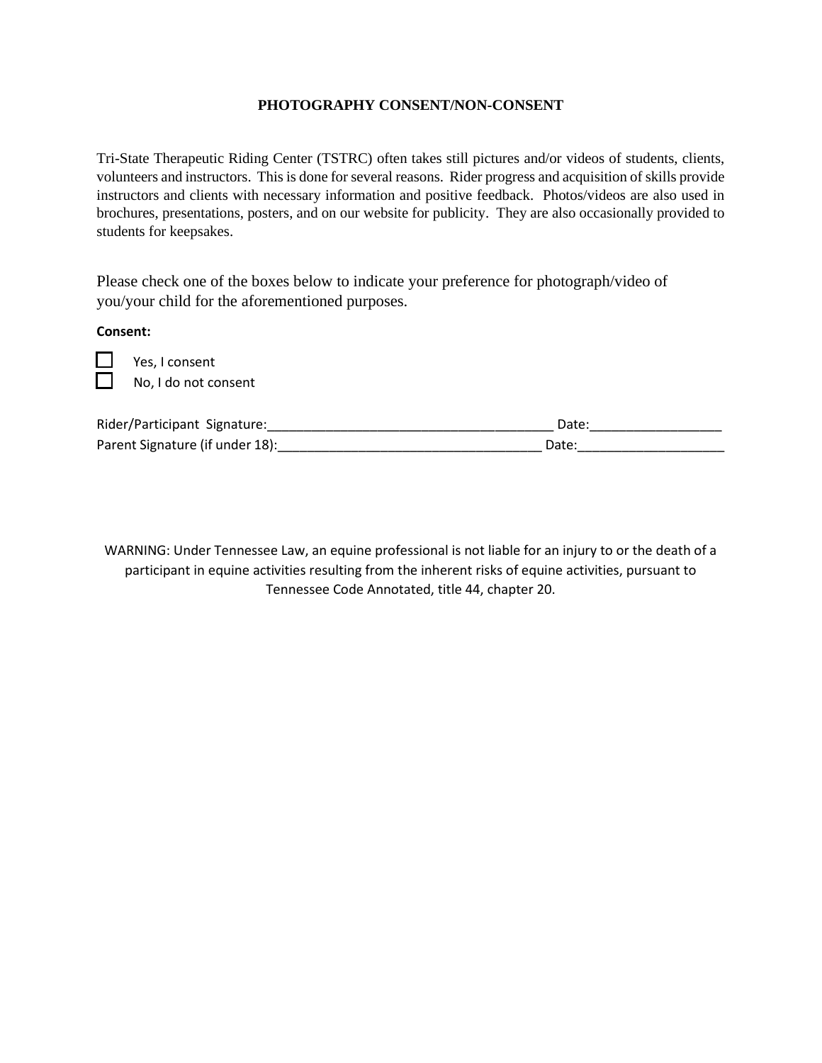## PHOTOGRAPHY CONSENT/NON-CONSENT

Tri-State Therapeutic Riding Center (TSTRC) often takes still pictures and/or videos of students, clients, volunteers and instructors. This is done for several reasons. Rider progress and acquisition of skills provide instructors and clients with necessary information and positive feedback. Photos/videos are also used in brochures, presentations, posters, and on our website for publicity. They are also occasionally provided to students for keepsakes.

Please check one of the boxes below to indicate your preference for photograph/video of you/your child for the aforementioned purposes.

**Consent:**

☐ Yes, I consent
☐ No, I do not consent

Rider/Participant Signature:_________________________________________ Date:___________________

Parent Signature (if under 18):______________________________________ Date:_____________________

WARNING: Under Tennessee Law, an equine professional is not liable for an injury to or the death of a participant in equine activities resulting from the inherent risks of equine activities, pursuant to Tennessee Code Annotated, title 44, chapter 20.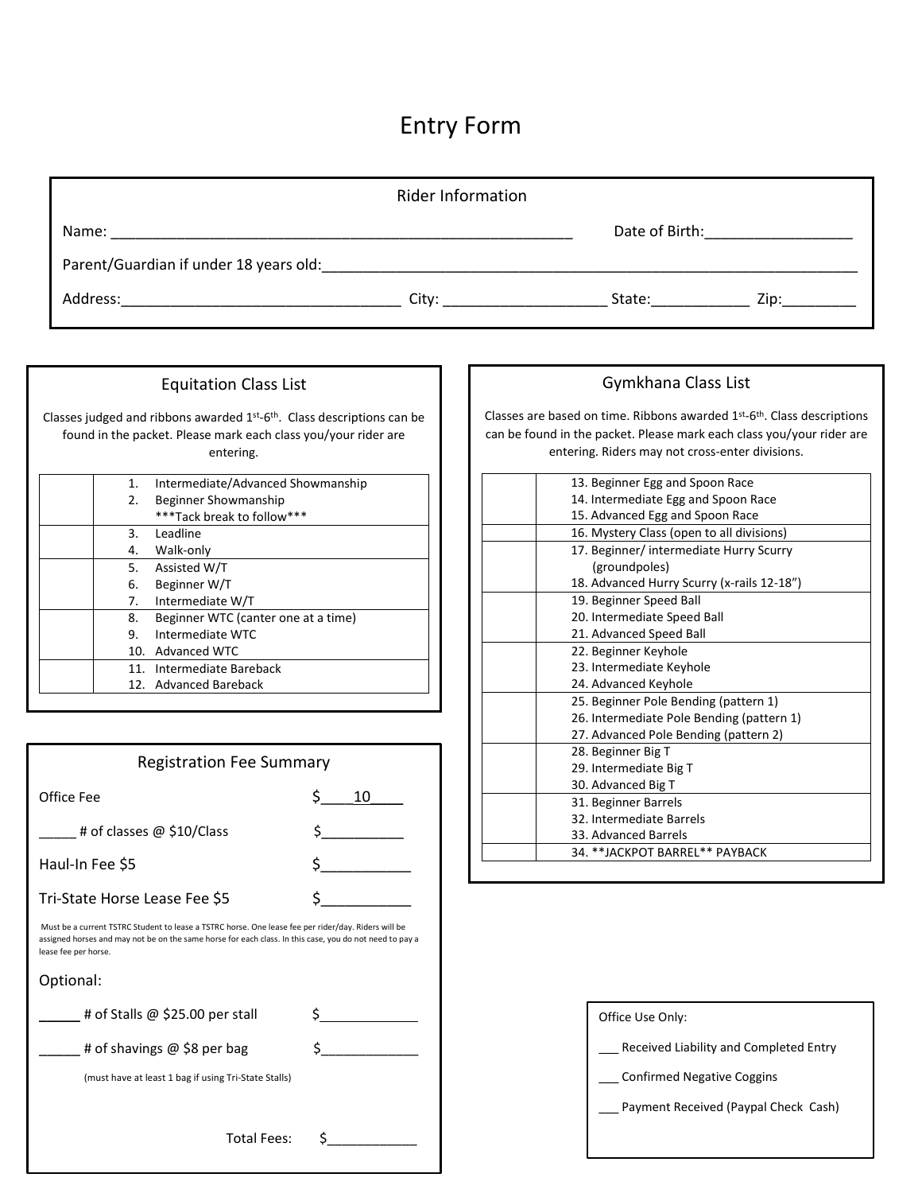# Entry Form

## Rider Information

Name: ______________________________________________________ Date of Birth:_________________

Parent/Guardian if under 18 years old:_______________________________________________________________

Address:_________________________________ City: ___________________ State:___________ Zip:________

## Equitation Class List

Classes judged and ribbons awarded 1st-6th. Class descriptions can be found in the packet. Please mark each class you/your rider are entering.

| | |
|---|---|
| | 1. Intermediate/Advanced Showmanship<br>2. Beginner Showmanship<br>***Tack break to follow*** |
| | 3. Leadline<br>4. Walk-only |
| | 5. Assisted W/T<br>6. Beginner W/T<br>7. Intermediate W/T |
| | 8. Beginner WTC (canter one at a time)<br>9. Intermediate WTC<br>10. Advanced WTC |
| | 11. Intermediate Bareback<br>12. Advanced Bareback |

## Gymkhana Class List

Classes are based on time. Ribbons awarded 1st-6th. Class descriptions can be found in the packet. Please mark each class you/your rider are entering. Riders may not cross-enter divisions.

| | |
|---|---|
| | 13. Beginner Egg and Spoon Race<br>14. Intermediate Egg and Spoon Race<br>15. Advanced Egg and Spoon Race |
| | 16. Mystery Class (open to all divisions) |
| | 17. Beginner/ intermediate Hurry Scurry (groundpoles)<br>18. Advanced Hurry Scurry (x-rails 12-18") |
| | 19. Beginner Speed Ball<br>20. Intermediate Speed Ball<br>21. Advanced Speed Ball |
| | 22. Beginner Keyhole<br>23. Intermediate Keyhole<br>24. Advanced Keyhole |
| | 25. Beginner Pole Bending (pattern 1)<br>26. Intermediate Pole Bending (pattern 1)<br>27. Advanced Pole Bending (pattern 2) |
| | 28. Beginner Big T<br>29. Intermediate Big T<br>30. Advanced Big T |
| | 31. Beginner Barrels<br>32. Intermediate Barrels<br>33. Advanced Barrels |
| | 34. **JACKPOT BARREL** PAYBACK |

## Registration Fee Summary

Office Fee $____10____

_____ # of classes @ $10/Class $__________

Haul-In Fee $5 $___________

Tri-State Horse Lease Fee $5 $___________

Must be a current TSTRC Student to lease a TSTRC horse. One lease fee per rider/day. Riders will be assigned horses and may not be on the same horse for each class. In this case, you do not need to pay a lease fee per horse.

Optional:

_____ # of Stalls @ $25.00 per stall $_____________

_____ # of shavings @ $8 per bag $_____________

(must have at least 1 bag if using Tri-State Stalls)

Total Fees: $____________

Office Use Only:

___ Received Liability and Completed Entry

___ Confirmed Negative Coggins

___ Payment Received (Paypal Check Cash)